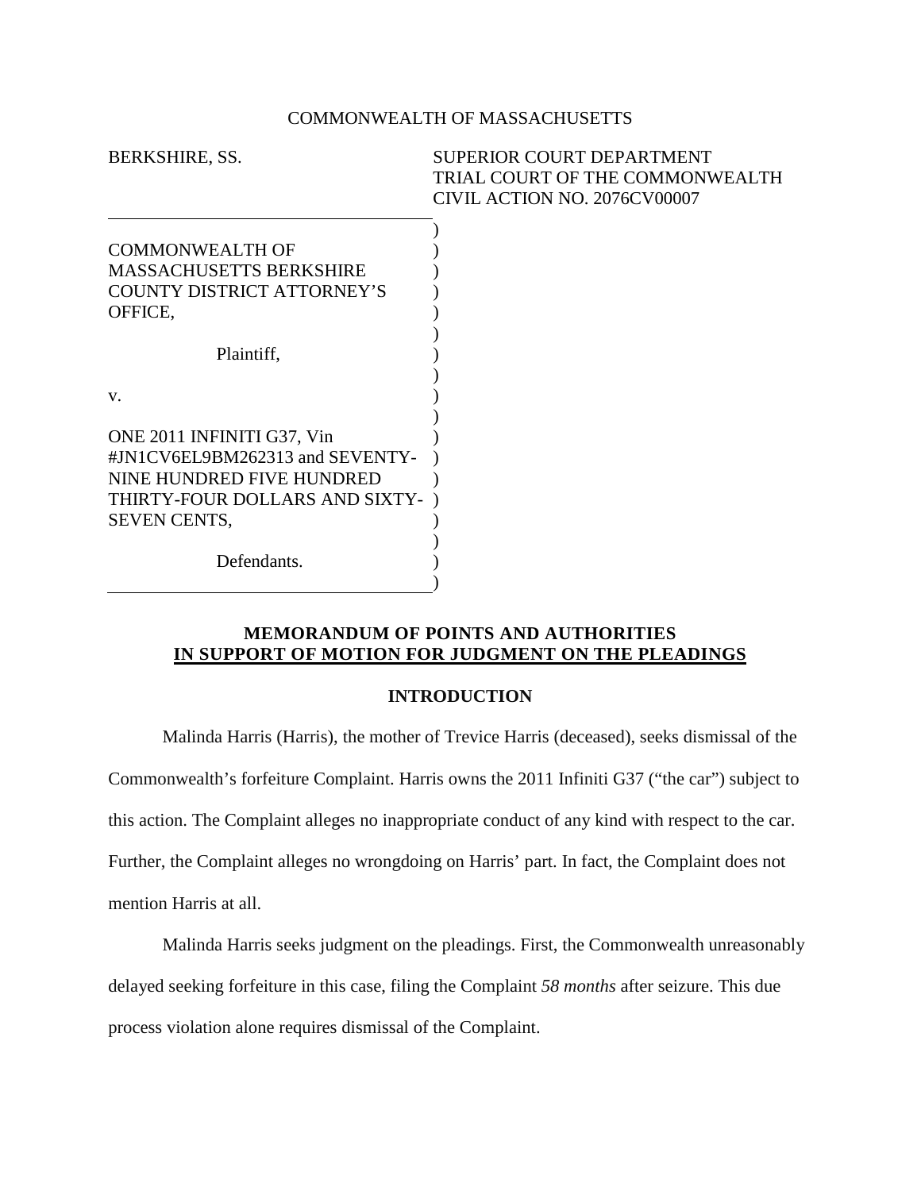COMMONWEALTH OF MASSACHUSETTS

BERKSHIRE, SS.

SUPERIOR COURT DEPARTMENT
TRIAL COURT OF THE COMMONWEALTH
CIVIL ACTION NO. 2076CV00007

COMMONWEALTH OF MASSACHUSETTS BERKSHIRE COUNTY DISTRICT ATTORNEY'S OFFICE,

Plaintiff,

v.

ONE 2011 INFINITI G37, Vin #JN1CV6EL9BM262313 and SEVENTY-NINE HUNDRED FIVE HUNDRED THIRTY-FOUR DOLLARS AND SIXTY-SEVEN CENTS,

Defendants.

## MEMORANDUM OF POINTS AND AUTHORITIES IN SUPPORT OF MOTION FOR JUDGMENT ON THE PLEADINGS

### INTRODUCTION

Malinda Harris (Harris), the mother of Trevice Harris (deceased), seeks dismissal of the Commonwealth's forfeiture Complaint. Harris owns the 2011 Infiniti G37 ("the car") subject to this action. The Complaint alleges no inappropriate conduct of any kind with respect to the car. Further, the Complaint alleges no wrongdoing on Harris' part. In fact, the Complaint does not mention Harris at all.

Malinda Harris seeks judgment on the pleadings. First, the Commonwealth unreasonably delayed seeking forfeiture in this case, filing the Complaint *58 months* after seizure. This due process violation alone requires dismissal of the Complaint.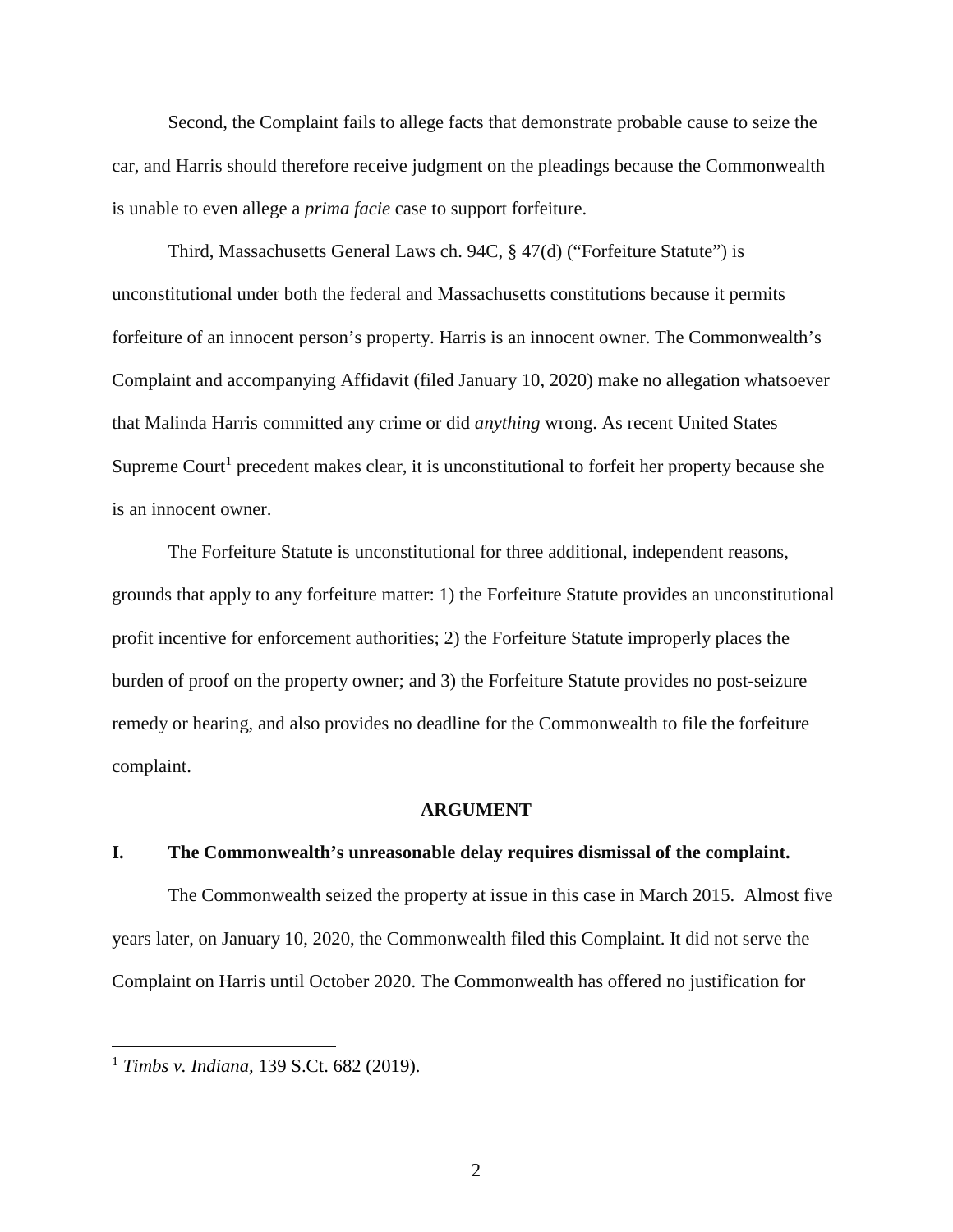Second, the Complaint fails to allege facts that demonstrate probable cause to seize the car, and Harris should therefore receive judgment on the pleadings because the Commonwealth is unable to even allege a *prima facie* case to support forfeiture.

Third, Massachusetts General Laws ch. 94C, § 47(d) ("Forfeiture Statute") is unconstitutional under both the federal and Massachusetts constitutions because it permits forfeiture of an innocent person's property. Harris is an innocent owner. The Commonwealth's Complaint and accompanying Affidavit (filed January 10, 2020) make no allegation whatsoever that Malinda Harris committed any crime or did *anything* wrong. As recent United States Supreme Court[1] precedent makes clear, it is unconstitutional to forfeit her property because she is an innocent owner.

The Forfeiture Statute is unconstitutional for three additional, independent reasons, grounds that apply to any forfeiture matter: 1) the Forfeiture Statute provides an unconstitutional profit incentive for enforcement authorities; 2) the Forfeiture Statute improperly places the burden of proof on the property owner; and 3) the Forfeiture Statute provides no post-seizure remedy or hearing, and also provides no deadline for the Commonwealth to file the forfeiture complaint.

## ARGUMENT

### I. The Commonwealth's unreasonable delay requires dismissal of the complaint.

The Commonwealth seized the property at issue in this case in March 2015. Almost five years later, on January 10, 2020, the Commonwealth filed this Complaint. It did not serve the Complaint on Harris until October 2020. The Commonwealth has offered no justification for

---

[1] *Timbs v. Indiana*, 139 S.Ct. 682 (2019).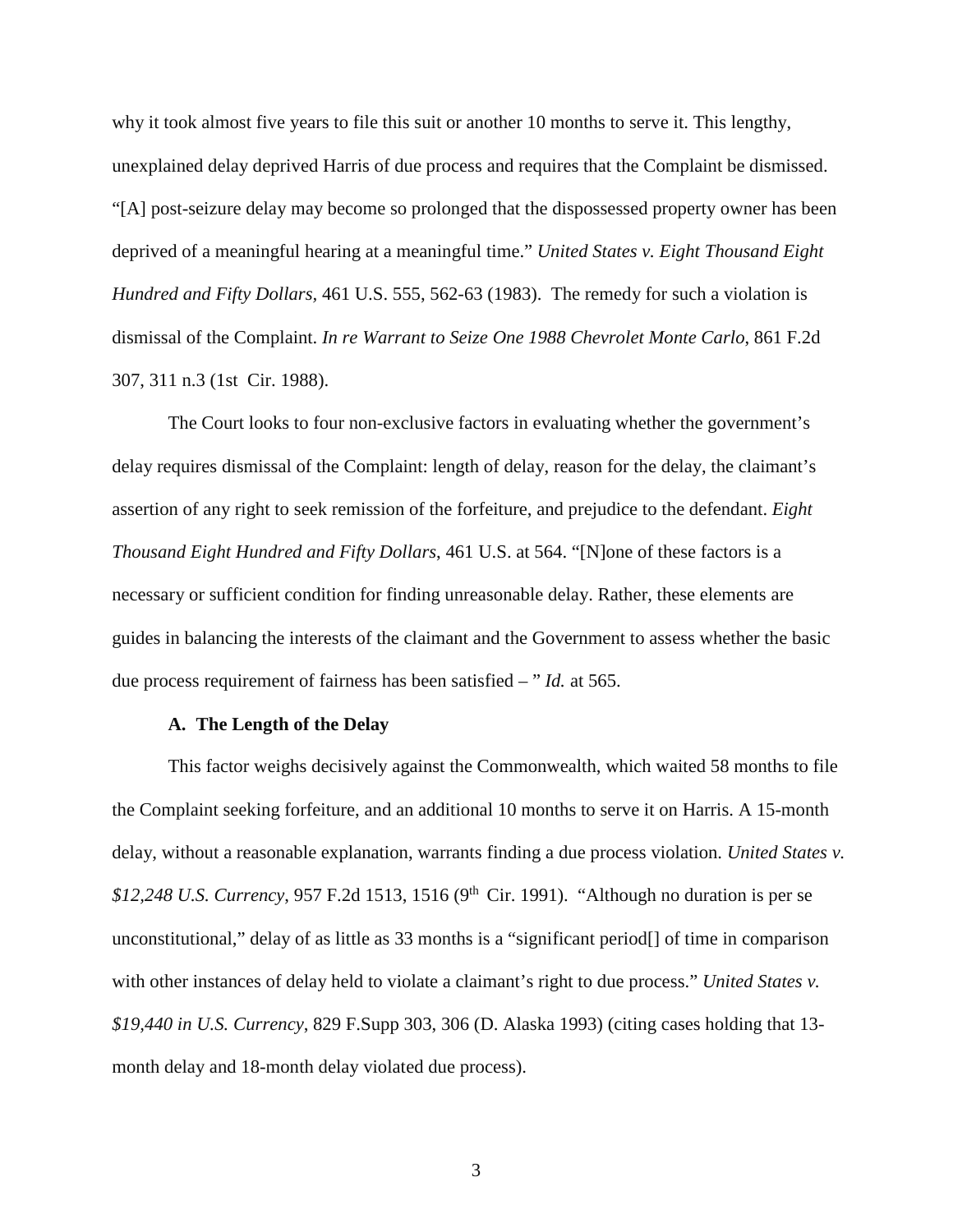why it took almost five years to file this suit or another 10 months to serve it. This lengthy, unexplained delay deprived Harris of due process and requires that the Complaint be dismissed. "[A] post-seizure delay may become so prolonged that the dispossessed property owner has been deprived of a meaningful hearing at a meaningful time." *United States v. Eight Thousand Eight Hundred and Fifty Dollars*, 461 U.S. 555, 562-63 (1983). The remedy for such a violation is dismissal of the Complaint. *In re Warrant to Seize One 1988 Chevrolet Monte Carlo*, 861 F.2d 307, 311 n.3 (1st Cir. 1988).

The Court looks to four non-exclusive factors in evaluating whether the government's delay requires dismissal of the Complaint: length of delay, reason for the delay, the claimant's assertion of any right to seek remission of the forfeiture, and prejudice to the defendant. *Eight Thousand Eight Hundred and Fifty Dollars*, 461 U.S. at 564. "[N]one of these factors is a necessary or sufficient condition for finding unreasonable delay. Rather, these elements are guides in balancing the interests of the claimant and the Government to assess whether the basic due process requirement of fairness has been satisfied – " *Id.* at 565.

**A. The Length of the Delay**

This factor weighs decisively against the Commonwealth, which waited 58 months to file the Complaint seeking forfeiture, and an additional 10 months to serve it on Harris. A 15-month delay, without a reasonable explanation, warrants finding a due process violation. *United States v. $12,248 U.S. Currency*, 957 F.2d 1513, 1516 (9th Cir. 1991). "Although no duration is per se unconstitutional," delay of as little as 33 months is a "significant period[] of time in comparison with other instances of delay held to violate a claimant's right to due process." *United States v. $19,440 in U.S. Currency*, 829 F.Supp 303, 306 (D. Alaska 1993) (citing cases holding that 13-month delay and 18-month delay violated due process).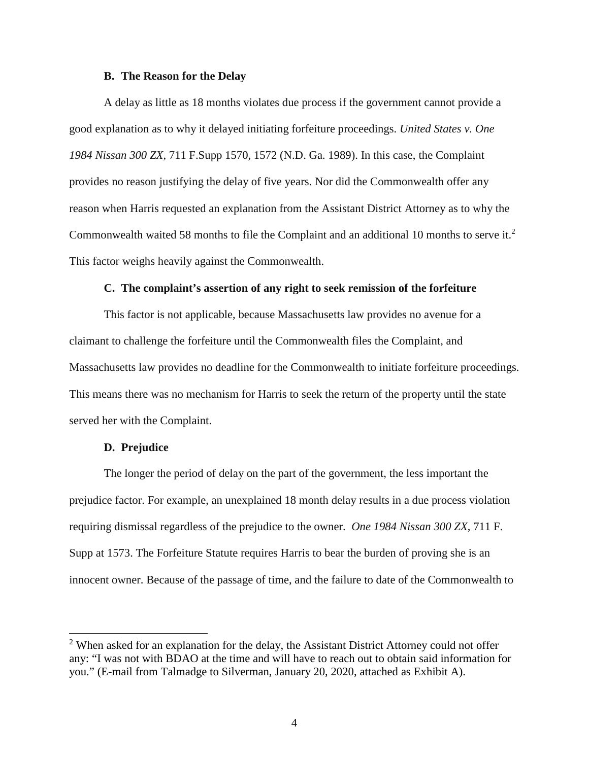### B. The Reason for the Delay

A delay as little as 18 months violates due process if the government cannot provide a good explanation as to why it delayed initiating forfeiture proceedings. *United States v. One 1984 Nissan 300 ZX*, 711 F.Supp 1570, 1572 (N.D. Ga. 1989). In this case, the Complaint provides no reason justifying the delay of five years. Nor did the Commonwealth offer any reason when Harris requested an explanation from the Assistant District Attorney as to why the Commonwealth waited 58 months to file the Complaint and an additional 10 months to serve it.[2] This factor weighs heavily against the Commonwealth.

### C. The complaint's assertion of any right to seek remission of the forfeiture

This factor is not applicable, because Massachusetts law provides no avenue for a claimant to challenge the forfeiture until the Commonwealth files the Complaint, and Massachusetts law provides no deadline for the Commonwealth to initiate forfeiture proceedings. This means there was no mechanism for Harris to seek the return of the property until the state served her with the Complaint.

### D. Prejudice

The longer the period of delay on the part of the government, the less important the prejudice factor. For example, an unexplained 18 month delay results in a due process violation requiring dismissal regardless of the prejudice to the owner. *One 1984 Nissan 300 ZX*, 711 F. Supp at 1573. The Forfeiture Statute requires Harris to bear the burden of proving she is an innocent owner. Because of the passage of time, and the failure to date of the Commonwealth to

---

[2] When asked for an explanation for the delay, the Assistant District Attorney could not offer any: "I was not with BDAO at the time and will have to reach out to obtain said information for you." (E-mail from Talmadge to Silverman, January 20, 2020, attached as Exhibit A).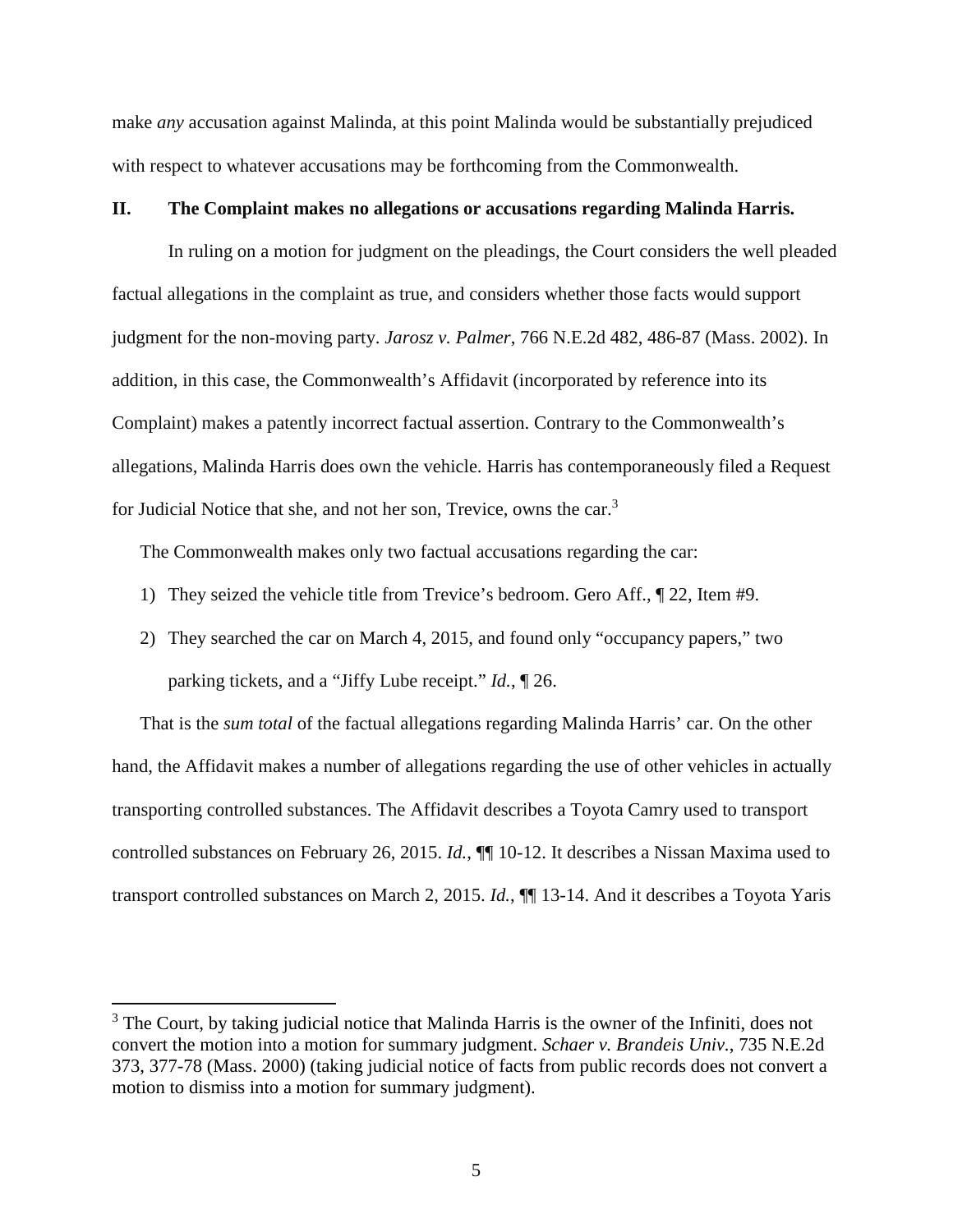make *any* accusation against Malinda, at this point Malinda would be substantially prejudiced with respect to whatever accusations may be forthcoming from the Commonwealth.

## II. The Complaint makes no allegations or accusations regarding Malinda Harris.

In ruling on a motion for judgment on the pleadings, the Court considers the well pleaded factual allegations in the complaint as true, and considers whether those facts would support judgment for the non-moving party. *Jarosz v. Palmer*, 766 N.E.2d 482, 486-87 (Mass. 2002). In addition, in this case, the Commonwealth's Affidavit (incorporated by reference into its Complaint) makes a patently incorrect factual assertion. Contrary to the Commonwealth's allegations, Malinda Harris does own the vehicle. Harris has contemporaneously filed a Request for Judicial Notice that she, and not her son, Trevice, owns the car.[3]

The Commonwealth makes only two factual accusations regarding the car:

1) They seized the vehicle title from Trevice's bedroom. Gero Aff., ¶ 22, Item #9.
2) They searched the car on March 4, 2015, and found only "occupancy papers," two parking tickets, and a "Jiffy Lube receipt." *Id.*, ¶ 26.

That is the *sum total* of the factual allegations regarding Malinda Harris' car. On the other hand, the Affidavit makes a number of allegations regarding the use of other vehicles in actually transporting controlled substances. The Affidavit describes a Toyota Camry used to transport controlled substances on February 26, 2015. *Id.*, ¶¶ 10-12. It describes a Nissan Maxima used to transport controlled substances on March 2, 2015. *Id.*, ¶¶ 13-14. And it describes a Toyota Yaris

---

[3] The Court, by taking judicial notice that Malinda Harris is the owner of the Infiniti, does not convert the motion into a motion for summary judgment. *Schaer v. Brandeis Univ.*, 735 N.E.2d 373, 377-78 (Mass. 2000) (taking judicial notice of facts from public records does not convert a motion to dismiss into a motion for summary judgment).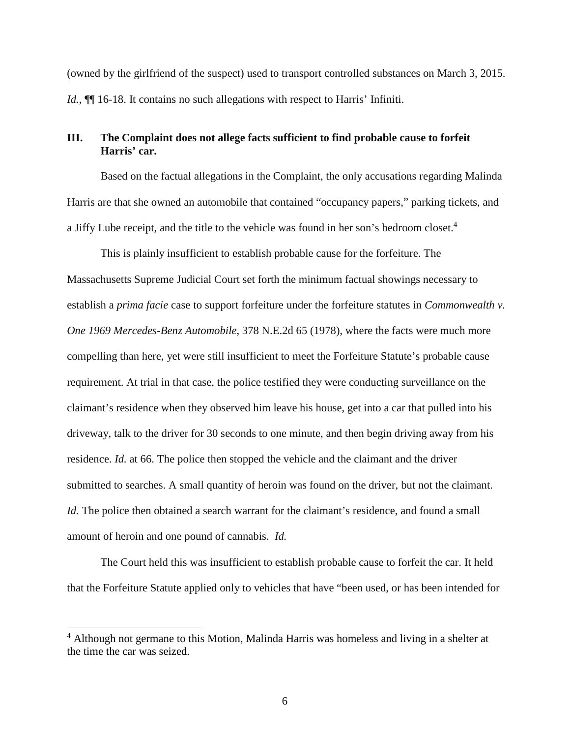(owned by the girlfriend of the suspect) used to transport controlled substances on March 3, 2015. *Id.*, ¶¶ 16-18. It contains no such allegations with respect to Harris' Infiniti.

## III. The Complaint does not allege facts sufficient to find probable cause to forfeit Harris' car.

Based on the factual allegations in the Complaint, the only accusations regarding Malinda Harris are that she owned an automobile that contained "occupancy papers," parking tickets, and a Jiffy Lube receipt, and the title to the vehicle was found in her son's bedroom closet.[4]

This is plainly insufficient to establish probable cause for the forfeiture. The Massachusetts Supreme Judicial Court set forth the minimum factual showings necessary to establish a *prima facie* case to support forfeiture under the forfeiture statutes in *Commonwealth v. One 1969 Mercedes-Benz Automobile*, 378 N.E.2d 65 (1978), where the facts were much more compelling than here, yet were still insufficient to meet the Forfeiture Statute's probable cause requirement. At trial in that case, the police testified they were conducting surveillance on the claimant's residence when they observed him leave his house, get into a car that pulled into his driveway, talk to the driver for 30 seconds to one minute, and then begin driving away from his residence. *Id.* at 66. The police then stopped the vehicle and the claimant and the driver submitted to searches. A small quantity of heroin was found on the driver, but not the claimant. *Id.* The police then obtained a search warrant for the claimant's residence, and found a small amount of heroin and one pound of cannabis. *Id.*

The Court held this was insufficient to establish probable cause to forfeit the car. It held that the Forfeiture Statute applied only to vehicles that have "been used, or has been intended for

[4] Although not germane to this Motion, Malinda Harris was homeless and living in a shelter at the time the car was seized.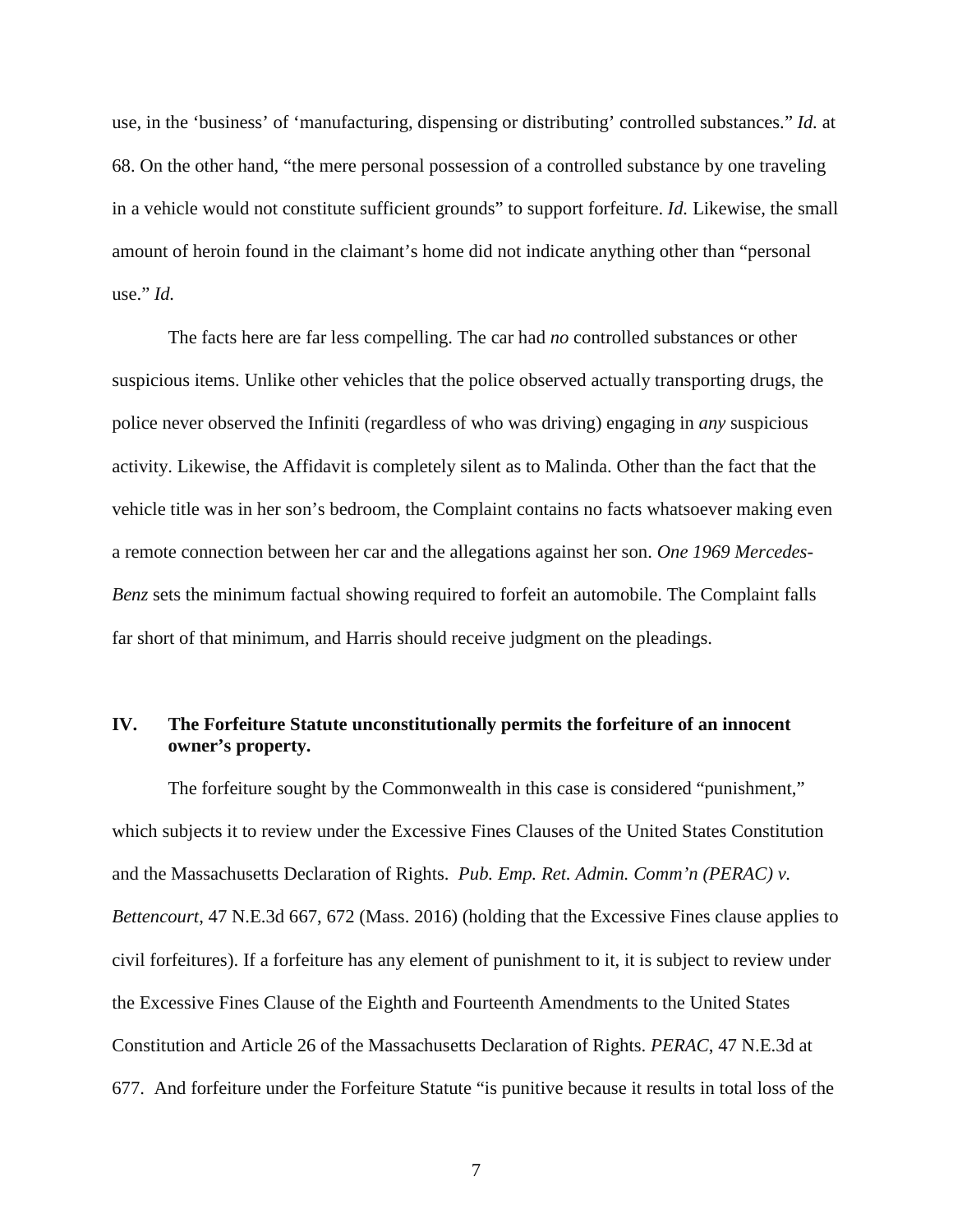use, in the 'business' of 'manufacturing, dispensing or distributing' controlled substances." *Id.* at 68. On the other hand, "the mere personal possession of a controlled substance by one traveling in a vehicle would not constitute sufficient grounds" to support forfeiture. *Id.* Likewise, the small amount of heroin found in the claimant's home did not indicate anything other than "personal use." *Id.*

The facts here are far less compelling. The car had *no* controlled substances or other suspicious items. Unlike other vehicles that the police observed actually transporting drugs, the police never observed the Infiniti (regardless of who was driving) engaging in *any* suspicious activity. Likewise, the Affidavit is completely silent as to Malinda. Other than the fact that the vehicle title was in her son's bedroom, the Complaint contains no facts whatsoever making even a remote connection between her car and the allegations against her son. *One 1969 Mercedes-Benz* sets the minimum factual showing required to forfeit an automobile. The Complaint falls far short of that minimum, and Harris should receive judgment on the pleadings.

## IV. The Forfeiture Statute unconstitutionally permits the forfeiture of an innocent owner's property.

The forfeiture sought by the Commonwealth in this case is considered "punishment," which subjects it to review under the Excessive Fines Clauses of the United States Constitution and the Massachusetts Declaration of Rights. *Pub. Emp. Ret. Admin. Comm'n (PERAC) v. Bettencourt*, 47 N.E.3d 667, 672 (Mass. 2016) (holding that the Excessive Fines clause applies to civil forfeitures). If a forfeiture has any element of punishment to it, it is subject to review under the Excessive Fines Clause of the Eighth and Fourteenth Amendments to the United States Constitution and Article 26 of the Massachusetts Declaration of Rights. *PERAC*, 47 N.E.3d at 677. And forfeiture under the Forfeiture Statute "is punitive because it results in total loss of the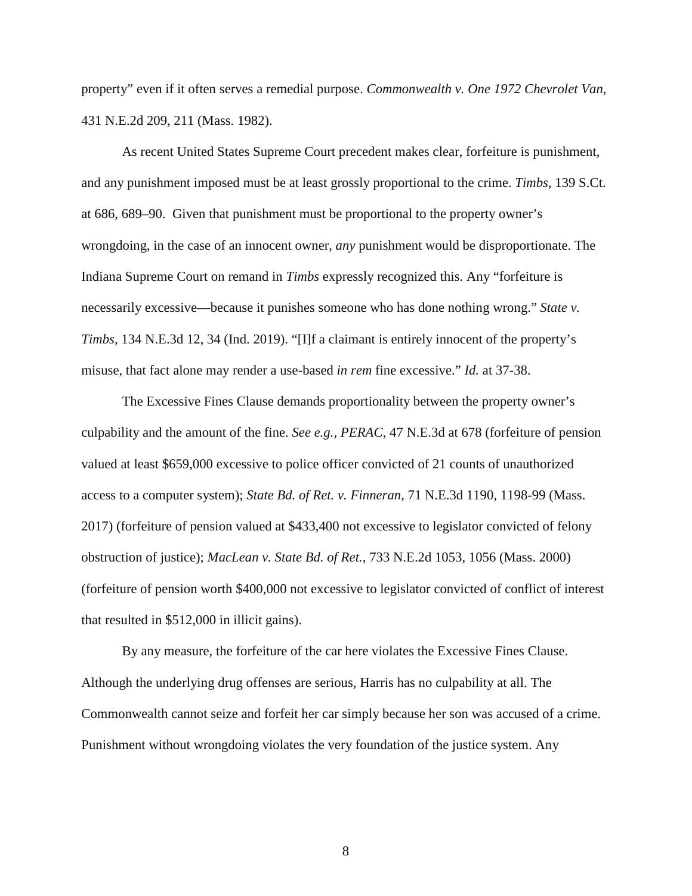property" even if it often serves a remedial purpose. *Commonwealth v. One 1972 Chevrolet Van*, 431 N.E.2d 209, 211 (Mass. 1982).

As recent United States Supreme Court precedent makes clear, forfeiture is punishment, and any punishment imposed must be at least grossly proportional to the crime. *Timbs*, 139 S.Ct. at 686, 689–90. Given that punishment must be proportional to the property owner's wrongdoing, in the case of an innocent owner, *any* punishment would be disproportionate. The Indiana Supreme Court on remand in *Timbs* expressly recognized this. Any "forfeiture is necessarily excessive—because it punishes someone who has done nothing wrong." *State v. Timbs*, 134 N.E.3d 12, 34 (Ind. 2019). "[I]f a claimant is entirely innocent of the property's misuse, that fact alone may render a use-based *in rem* fine excessive." *Id.* at 37-38.

The Excessive Fines Clause demands proportionality between the property owner's culpability and the amount of the fine. *See e.g., PERAC*, 47 N.E.3d at 678 (forfeiture of pension valued at least $659,000 excessive to police officer convicted of 21 counts of unauthorized access to a computer system); *State Bd. of Ret. v. Finneran*, 71 N.E.3d 1190, 1198-99 (Mass. 2017) (forfeiture of pension valued at $433,400 not excessive to legislator convicted of felony obstruction of justice); *MacLean v. State Bd. of Ret.*, 733 N.E.2d 1053, 1056 (Mass. 2000) (forfeiture of pension worth $400,000 not excessive to legislator convicted of conflict of interest that resulted in $512,000 in illicit gains).

By any measure, the forfeiture of the car here violates the Excessive Fines Clause. Although the underlying drug offenses are serious, Harris has no culpability at all. The Commonwealth cannot seize and forfeit her car simply because her son was accused of a crime. Punishment without wrongdoing violates the very foundation of the justice system. Any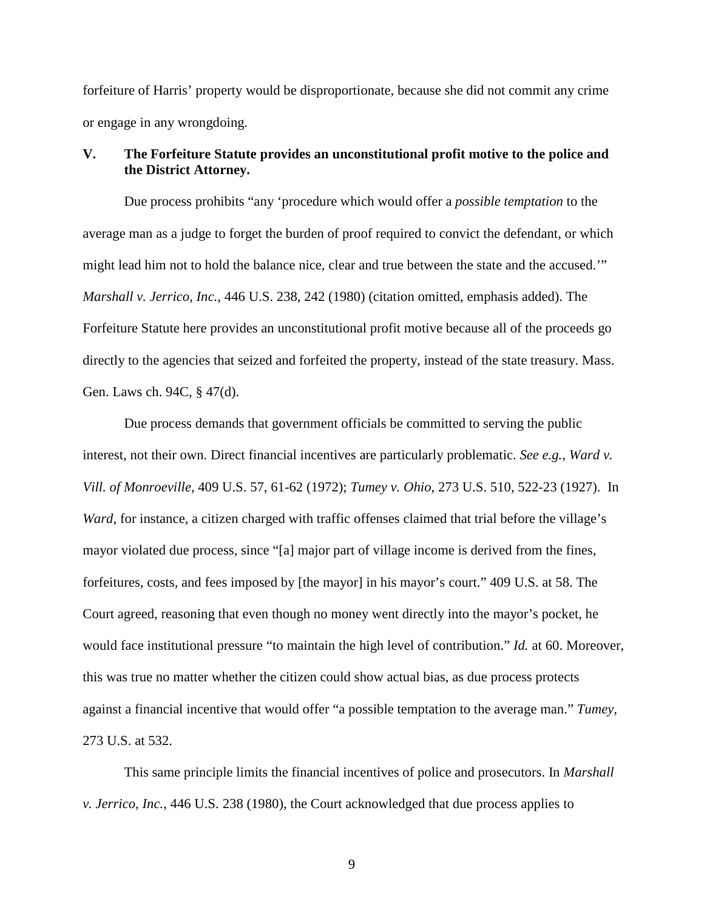forfeiture of Harris' property would be disproportionate, because she did not commit any crime or engage in any wrongdoing.

## V. The Forfeiture Statute provides an unconstitutional profit motive to the police and the District Attorney.

Due process prohibits "any 'procedure which would offer a *possible temptation* to the average man as a judge to forget the burden of proof required to convict the defendant, or which might lead him not to hold the balance nice, clear and true between the state and the accused.'" *Marshall v. Jerrico, Inc.*, 446 U.S. 238, 242 (1980) (citation omitted, emphasis added). The Forfeiture Statute here provides an unconstitutional profit motive because all of the proceeds go directly to the agencies that seized and forfeited the property, instead of the state treasury. Mass. Gen. Laws ch. 94C, § 47(d).

Due process demands that government officials be committed to serving the public interest, not their own. Direct financial incentives are particularly problematic. *See e.g., Ward v. Vill. of Monroeville*, 409 U.S. 57, 61-62 (1972); *Tumey v. Ohio*, 273 U.S. 510, 522-23 (1927). In *Ward*, for instance, a citizen charged with traffic offenses claimed that trial before the village's mayor violated due process, since "[a] major part of village income is derived from the fines, forfeitures, costs, and fees imposed by [the mayor] in his mayor's court." 409 U.S. at 58. The Court agreed, reasoning that even though no money went directly into the mayor's pocket, he would face institutional pressure "to maintain the high level of contribution." *Id.* at 60. Moreover, this was true no matter whether the citizen could show actual bias, as due process protects against a financial incentive that would offer "a possible temptation to the average man." *Tumey*, 273 U.S. at 532.

This same principle limits the financial incentives of police and prosecutors. In *Marshall v. Jerrico, Inc.*, 446 U.S. 238 (1980), the Court acknowledged that due process applies to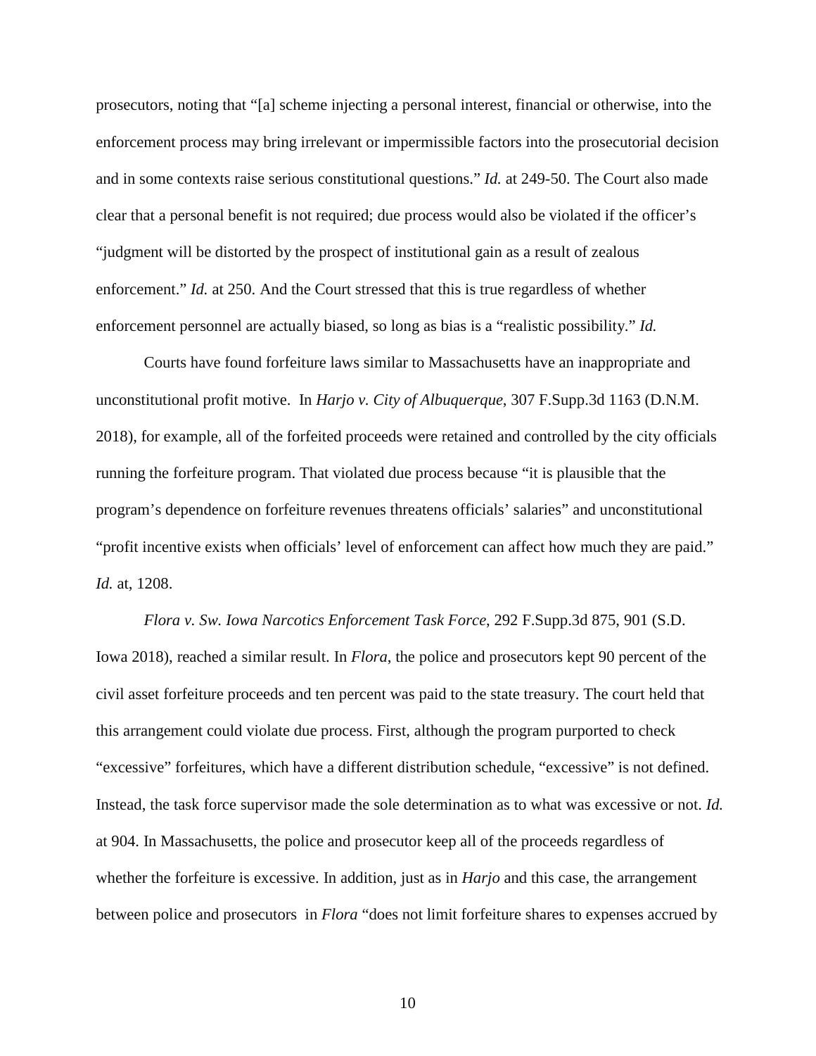prosecutors, noting that "[a] scheme injecting a personal interest, financial or otherwise, into the enforcement process may bring irrelevant or impermissible factors into the prosecutorial decision and in some contexts raise serious constitutional questions." *Id.* at 249-50. The Court also made clear that a personal benefit is not required; due process would also be violated if the officer's "judgment will be distorted by the prospect of institutional gain as a result of zealous enforcement." *Id.* at 250. And the Court stressed that this is true regardless of whether enforcement personnel are actually biased, so long as bias is a "realistic possibility." *Id.*

Courts have found forfeiture laws similar to Massachusetts have an inappropriate and unconstitutional profit motive. In *Harjo v. City of Albuquerque*, 307 F.Supp.3d 1163 (D.N.M. 2018), for example, all of the forfeited proceeds were retained and controlled by the city officials running the forfeiture program. That violated due process because "it is plausible that the program's dependence on forfeiture revenues threatens officials' salaries" and unconstitutional "profit incentive exists when officials' level of enforcement can affect how much they are paid." *Id.* at, 1208.

*Flora v. Sw. Iowa Narcotics Enforcement Task Force*, 292 F.Supp.3d 875, 901 (S.D. Iowa 2018), reached a similar result. In *Flora*, the police and prosecutors kept 90 percent of the civil asset forfeiture proceeds and ten percent was paid to the state treasury. The court held that this arrangement could violate due process. First, although the program purported to check "excessive" forfeitures, which have a different distribution schedule, "excessive" is not defined. Instead, the task force supervisor made the sole determination as to what was excessive or not. *Id.* at 904. In Massachusetts, the police and prosecutor keep all of the proceeds regardless of whether the forfeiture is excessive. In addition, just as in *Harjo* and this case, the arrangement between police and prosecutors in *Flora* "does not limit forfeiture shares to expenses accrued by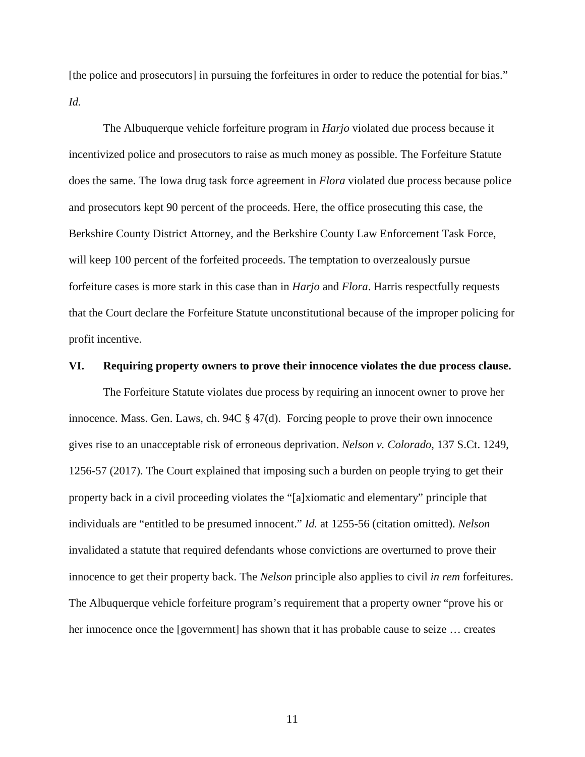[the police and prosecutors] in pursuing the forfeitures in order to reduce the potential for bias." *Id.*

The Albuquerque vehicle forfeiture program in *Harjo* violated due process because it incentivized police and prosecutors to raise as much money as possible. The Forfeiture Statute does the same. The Iowa drug task force agreement in *Flora* violated due process because police and prosecutors kept 90 percent of the proceeds. Here, the office prosecuting this case, the Berkshire County District Attorney, and the Berkshire County Law Enforcement Task Force, will keep 100 percent of the forfeited proceeds. The temptation to overzealously pursue forfeiture cases is more stark in this case than in *Harjo* and *Flora*. Harris respectfully requests that the Court declare the Forfeiture Statute unconstitutional because of the improper policing for profit incentive.

### VI. Requiring property owners to prove their innocence violates the due process clause.

The Forfeiture Statute violates due process by requiring an innocent owner to prove her innocence. Mass. Gen. Laws, ch. 94C § 47(d). Forcing people to prove their own innocence gives rise to an unacceptable risk of erroneous deprivation. *Nelson v. Colorado*, 137 S.Ct. 1249, 1256-57 (2017). The Court explained that imposing such a burden on people trying to get their property back in a civil proceeding violates the "[a]xiomatic and elementary" principle that individuals are "entitled to be presumed innocent." *Id.* at 1255-56 (citation omitted). *Nelson* invalidated a statute that required defendants whose convictions are overturned to prove their innocence to get their property back. The *Nelson* principle also applies to civil *in rem* forfeitures. The Albuquerque vehicle forfeiture program's requirement that a property owner "prove his or her innocence once the [government] has shown that it has probable cause to seize … creates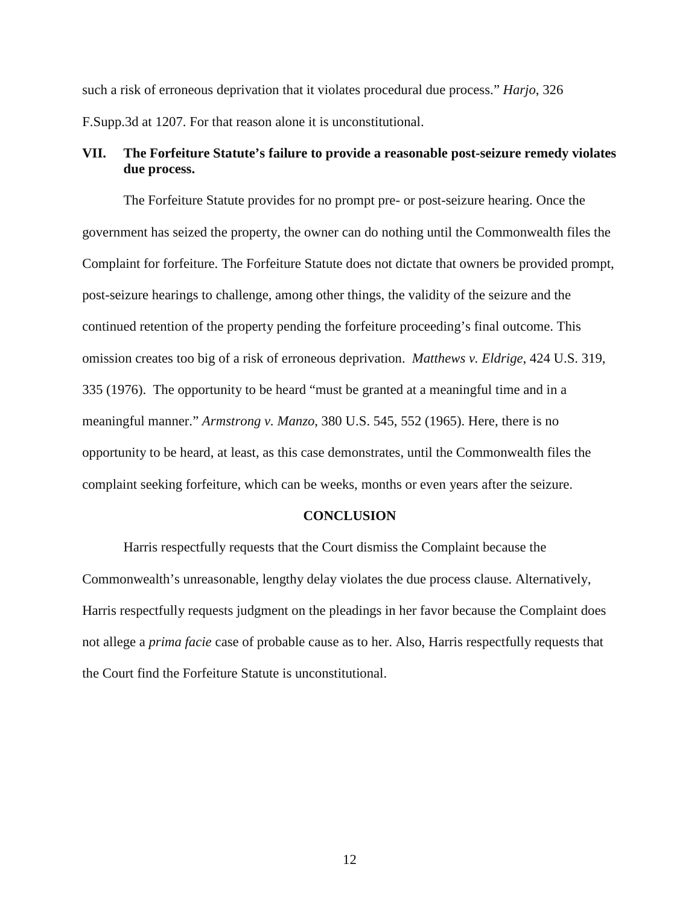such a risk of erroneous deprivation that it violates procedural due process." *Harjo*, 326 F.Supp.3d at 1207. For that reason alone it is unconstitutional.

## VII. The Forfeiture Statute's failure to provide a reasonable post-seizure remedy violates due process.

The Forfeiture Statute provides for no prompt pre- or post-seizure hearing. Once the government has seized the property, the owner can do nothing until the Commonwealth files the Complaint for forfeiture. The Forfeiture Statute does not dictate that owners be provided prompt, post-seizure hearings to challenge, among other things, the validity of the seizure and the continued retention of the property pending the forfeiture proceeding's final outcome. This omission creates too big of a risk of erroneous deprivation. *Matthews v. Eldrige*, 424 U.S. 319, 335 (1976). The opportunity to be heard "must be granted at a meaningful time and in a meaningful manner." *Armstrong v. Manzo*, 380 U.S. 545, 552 (1965). Here, there is no opportunity to be heard, at least, as this case demonstrates, until the Commonwealth files the complaint seeking forfeiture, which can be weeks, months or even years after the seizure.

## CONCLUSION

Harris respectfully requests that the Court dismiss the Complaint because the Commonwealth's unreasonable, lengthy delay violates the due process clause. Alternatively, Harris respectfully requests judgment on the pleadings in her favor because the Complaint does not allege a *prima facie* case of probable cause as to her. Also, Harris respectfully requests that the Court find the Forfeiture Statute is unconstitutional.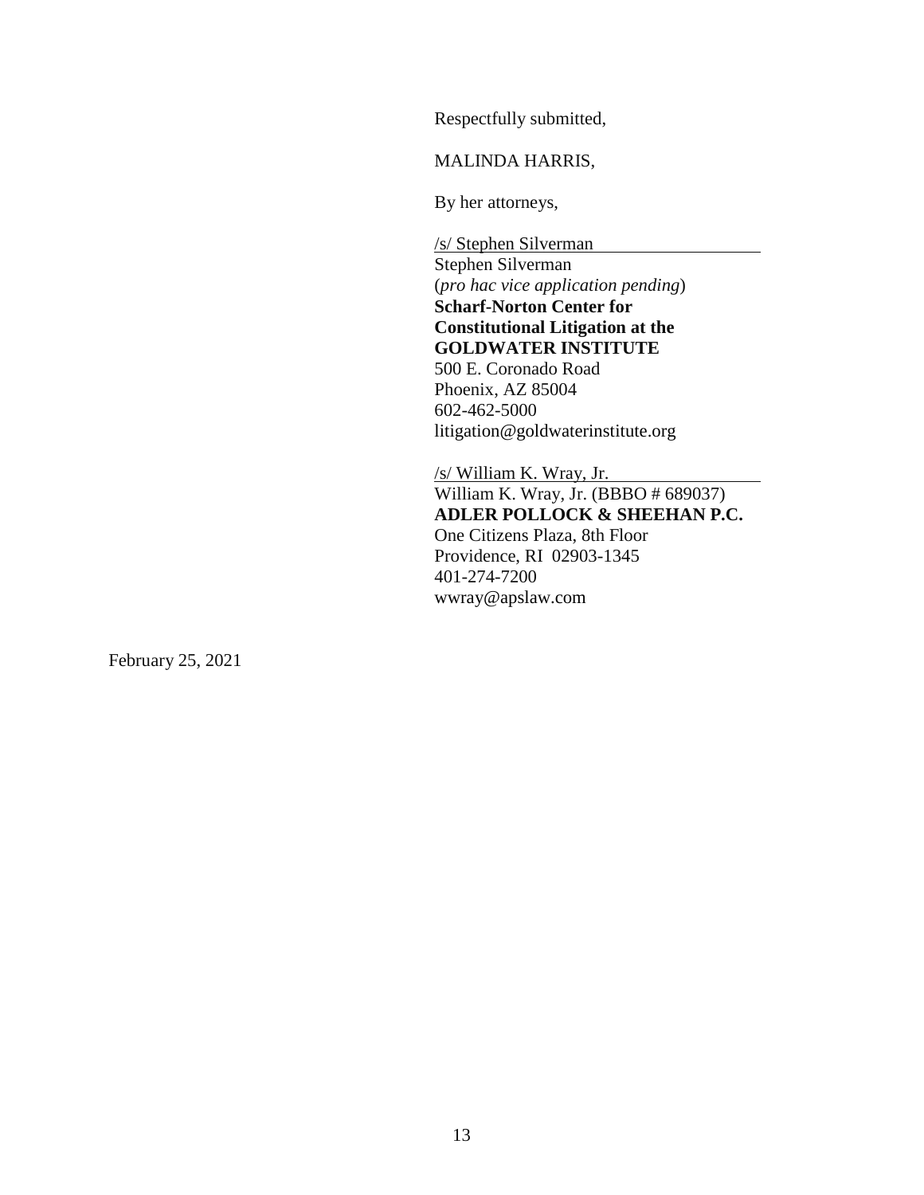Respectfully submitted,

MALINDA HARRIS,

By her attorneys,

/s/ Stephen Silverman
Stephen Silverman
(*pro hac vice application pending*)
**Scharf-Norton Center for Constitutional Litigation at the GOLDWATER INSTITUTE**
500 E. Coronado Road
Phoenix, AZ 85004
602-462-5000
litigation@goldwaterinstitute.org

/s/ William K. Wray, Jr.
William K. Wray, Jr. (BBBO # 689037)
**ADLER POLLOCK & SHEEHAN P.C.**
One Citizens Plaza, 8th Floor
Providence, RI 02903-1345
401-274-7200
wwray@apslaw.com

February 25, 2021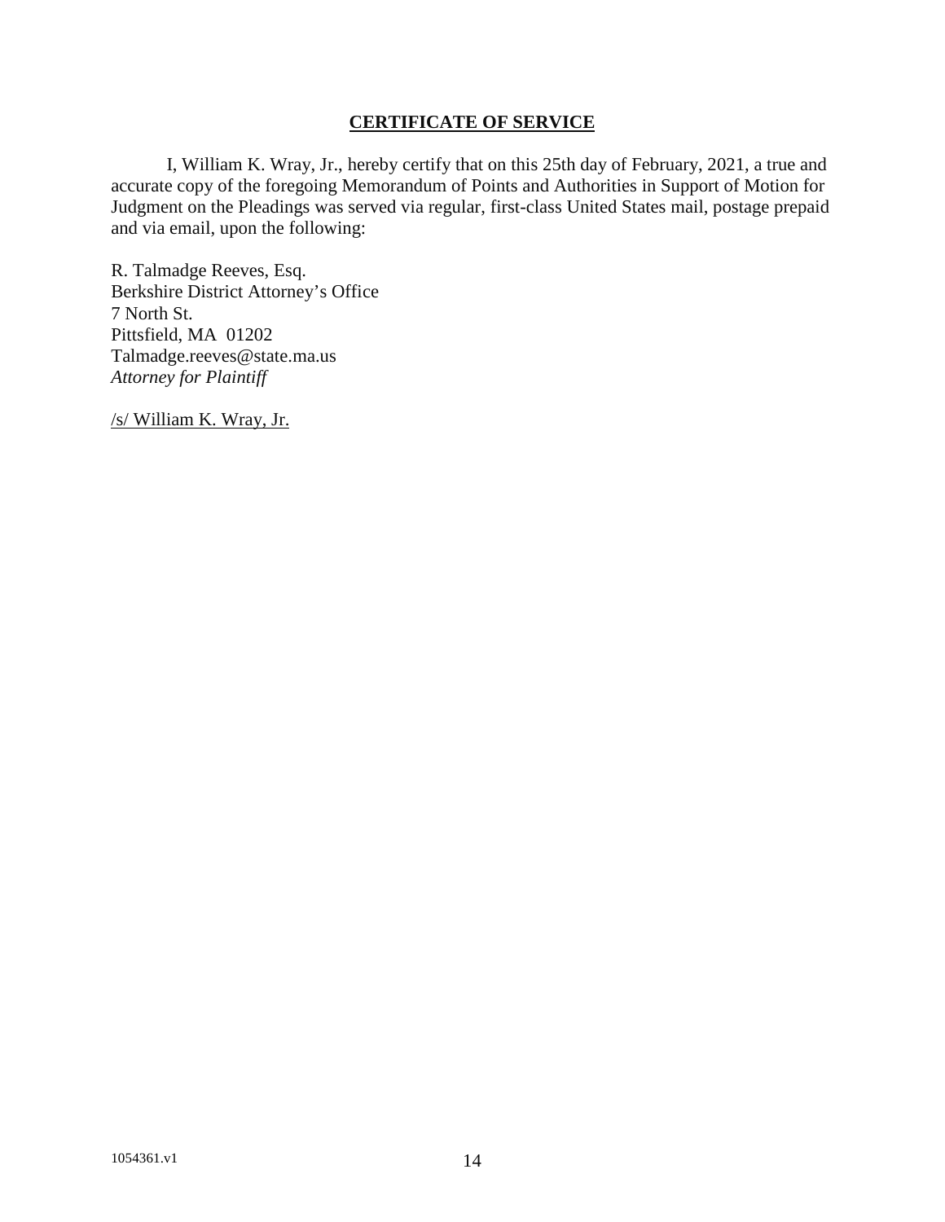**CERTIFICATE OF SERVICE**

I, William K. Wray, Jr., hereby certify that on this 25th day of February, 2021, a true and accurate copy of the foregoing Memorandum of Points and Authorities in Support of Motion for Judgment on the Pleadings was served via regular, first-class United States mail, postage prepaid and via email, upon the following:

R. Talmadge Reeves, Esq.
Berkshire District Attorney's Office
7 North St.
Pittsfield, MA 01202
Talmadge.reeves@state.ma.us
*Attorney for Plaintiff*

/s/ William K. Wray, Jr.

1054361.v1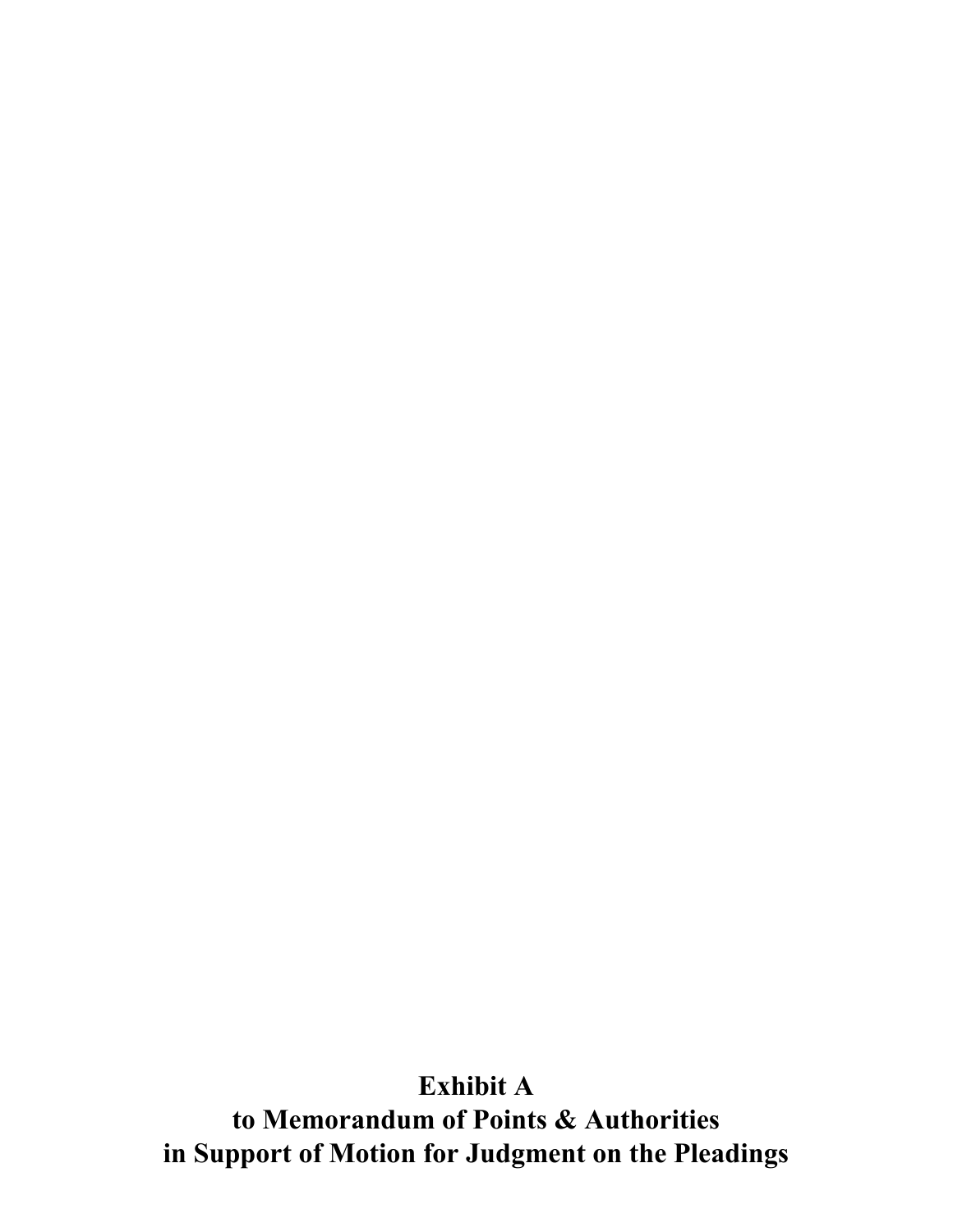**Exhibit A**
**to Memorandum of Points & Authorities**
**in Support of Motion for Judgment on the Pleadings**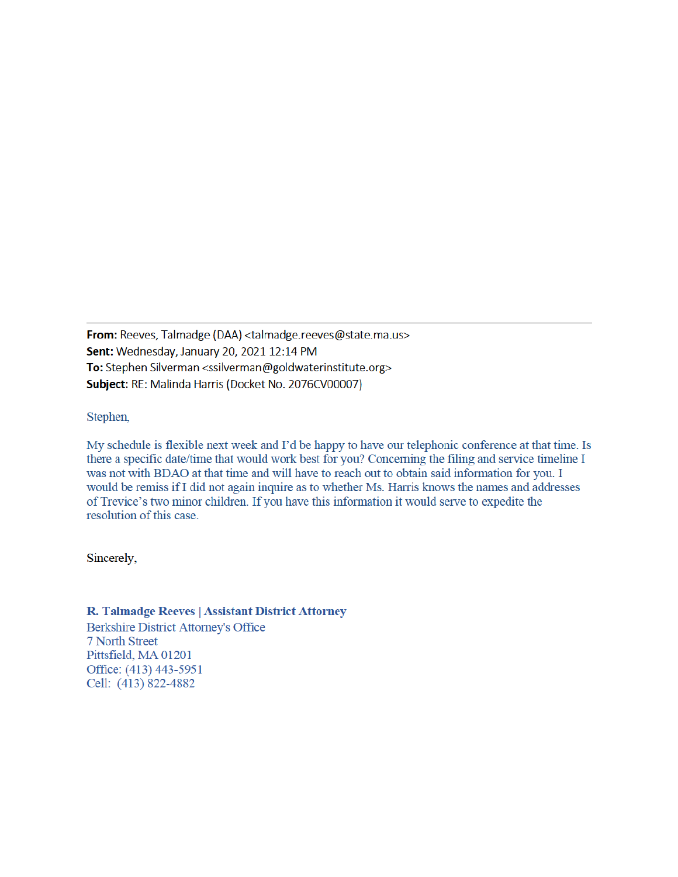**From:** Reeves, Talmadge (DAA) <talmadge.reeves@state.ma.us>
**Sent:** Wednesday, January 20, 2021 12:14 PM
**To:** Stephen Silverman <ssilverman@goldwaterinstitute.org>
**Subject:** RE: Malinda Harris (Docket No. 2076CV00007)

Stephen,

My schedule is flexible next week and I'd be happy to have our telephonic conference at that time. Is there a specific date/time that would work best for you? Concerning the filing and service timeline I was not with BDAO at that time and will have to reach out to obtain said information for you. I would be remiss if I did not again inquire as to whether Ms. Harris knows the names and addresses of Trevice's two minor children. If you have this information it would serve to expedite the resolution of this case.

Sincerely,

**R. Talmadge Reeves | Assistant District Attorney**
Berkshire District Attorney's Office
7 North Street
Pittsfield, MA 01201
Office: (413) 443-5951
Cell: (413) 822-4882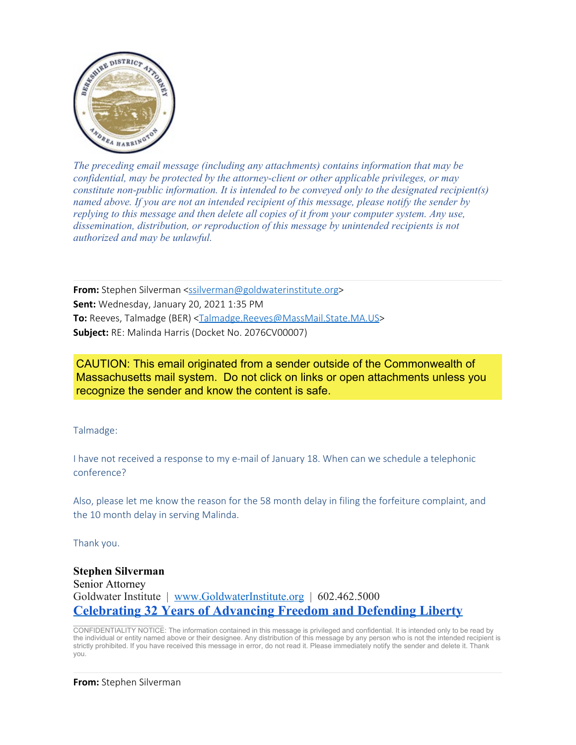*The preceding email message (including any attachments) contains information that may be confidential, may be protected by the attorney-client or other applicable privileges, or may constitute non-public information. It is intended to be conveyed only to the designated recipient(s) named above. If you are not an intended recipient of this message, please notify the sender by replying to this message and then delete all copies of it from your computer system. Any use, dissemination, distribution, or reproduction of this message by unintended recipients is not authorized and may be unlawful.*

---

**From:** Stephen Silverman <ssilverman@goldwaterinstitute.org>
**Sent:** Wednesday, January 20, 2021 1:35 PM
**To:** Reeves, Talmadge (BER) <Talmadge.Reeves@MassMail.State.MA.US>
**Subject:** RE: Malinda Harris (Docket No. 2076CV00007)

CAUTION: This email originated from a sender outside of the Commonwealth of Massachusetts mail system. Do not click on links or open attachments unless you recognize the sender and know the content is safe.

Talmadge:

I have not received a response to my e-mail of January 18. When can we schedule a telephonic conference?

Also, please let me know the reason for the 58 month delay in filing the forfeiture complaint, and the 10 month delay in serving Malinda.

Thank you.

**Stephen Silverman**
Senior Attorney
Goldwater Institute | www.GoldwaterInstitute.org | 602.462.5000
**Celebrating 32 Years of Advancing Freedom and Defending Liberty**

CONFIDENTIALITY NOTICE: The information contained in this message is privileged and confidential. It is intended only to be read by the individual or entity named above or their designee. Any distribution of this message by any person who is not the intended recipient is strictly prohibited. If you have received this message in error, do not read it. Please immediately notify the sender and delete it. Thank you.

---

**From:** Stephen Silverman